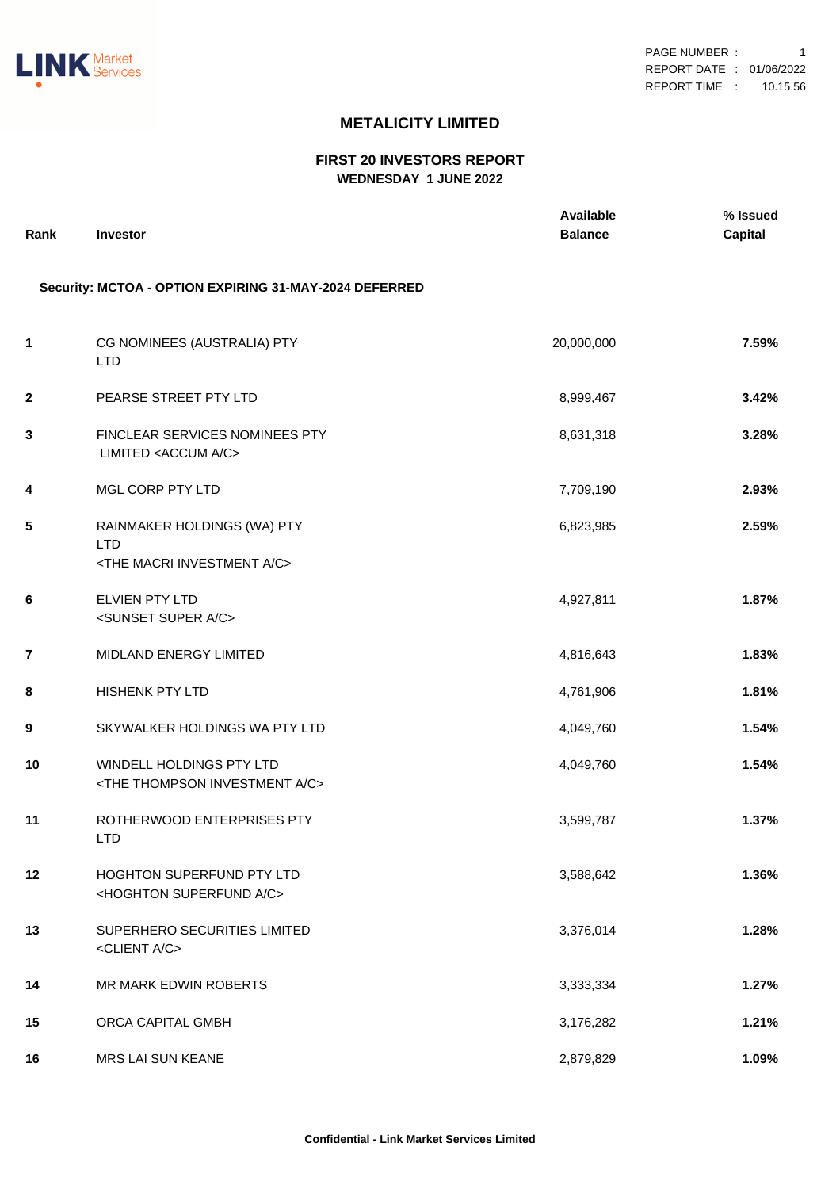# METALICITY LIMITED

## FIRST 20 INVESTORS REPORT
**WEDNESDAY 1 JUNE 2022**

**Security: MCTOA - OPTION EXPIRING 31-MAY-2024 DEFERRED**

| Rank | Investor | Available Balance | % Issued Capital |
|---|---|---|---|
| 1 | CG NOMINEES (AUSTRALIA) PTY LTD | 20,000,000 | 7.59% |
| 2 | PEARSE STREET PTY LTD | 8,999,467 | 3.42% |
| 3 | FINCLEAR SERVICES NOMINEES PTY LIMITED <ACCUM A/C> | 8,631,318 | 3.28% |
| 4 | MGL CORP PTY LTD | 7,709,190 | 2.93% |
| 5 | RAINMAKER HOLDINGS (WA) PTY LTD <THE MACRI INVESTMENT A/C> | 6,823,985 | 2.59% |
| 6 | ELVIEN PTY LTD <SUNSET SUPER A/C> | 4,927,811 | 1.87% |
| 7 | MIDLAND ENERGY LIMITED | 4,816,643 | 1.83% |
| 8 | HISHENK PTY LTD | 4,761,906 | 1.81% |
| 9 | SKYWALKER HOLDINGS WA PTY LTD | 4,049,760 | 1.54% |
| 10 | WINDELL HOLDINGS PTY LTD <THE THOMPSON INVESTMENT A/C> | 4,049,760 | 1.54% |
| 11 | ROTHERWOOD ENTERPRISES PTY LTD | 3,599,787 | 1.37% |
| 12 | HOGHTON SUPERFUND PTY LTD <HOGHTON SUPERFUND A/C> | 3,588,642 | 1.36% |
| 13 | SUPERHERO SECURITIES LIMITED <CLIENT A/C> | 3,376,014 | 1.28% |
| 14 | MR MARK EDWIN ROBERTS | 3,333,334 | 1.27% |
| 15 | ORCA CAPITAL GMBH | 3,176,282 | 1.21% |
| 16 | MRS LAI SUN KEANE | 2,879,829 | 1.09% |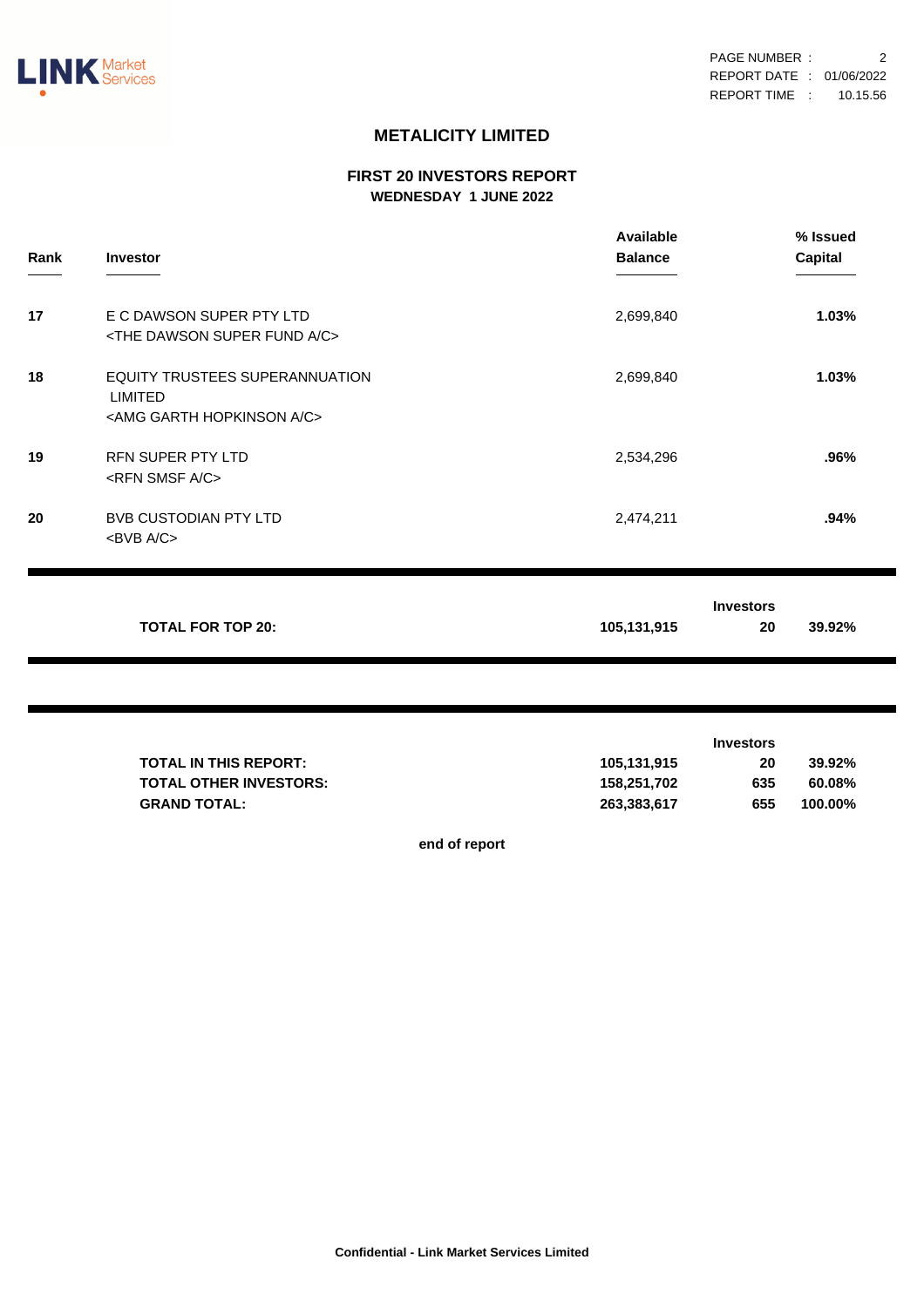## METALICITY LIMITED

### FIRST 20 INVESTORS REPORT
**WEDNESDAY 1 JUNE 2022**

| Rank | Investor | Available Balance | % Issued Capital |
|---|---|---|---|
| 17 | E C DAWSON SUPER PTY LTD <THE DAWSON SUPER FUND A/C> | 2,699,840 | **1.03%** |
| 18 | EQUITY TRUSTEES SUPERANNUATION LIMITED <AMG GARTH HOPKINSON A/C> | 2,699,840 | **1.03%** |
| 19 | RFN SUPER PTY LTD <RFN SMSF A/C> | 2,534,296 | **.96%** |
| 20 | BVB CUSTODIAN PTY LTD <BVB A/C> | 2,474,211 | **.94%** |

| | Balance | Investors | % |
|---|---|---|---|
| **TOTAL FOR TOP 20:** | **105,131,915** | **20** | **39.92%** |

| | Balance | Investors | % |
|---|---|---|---|
| **TOTAL IN THIS REPORT:** | **105,131,915** | **20** | **39.92%** |
| **TOTAL OTHER INVESTORS:** | **158,251,702** | **635** | **60.08%** |
| **GRAND TOTAL:** | **263,383,617** | **655** | **100.00%** |

**end of report**

**Confidential - Link Market Services Limited**